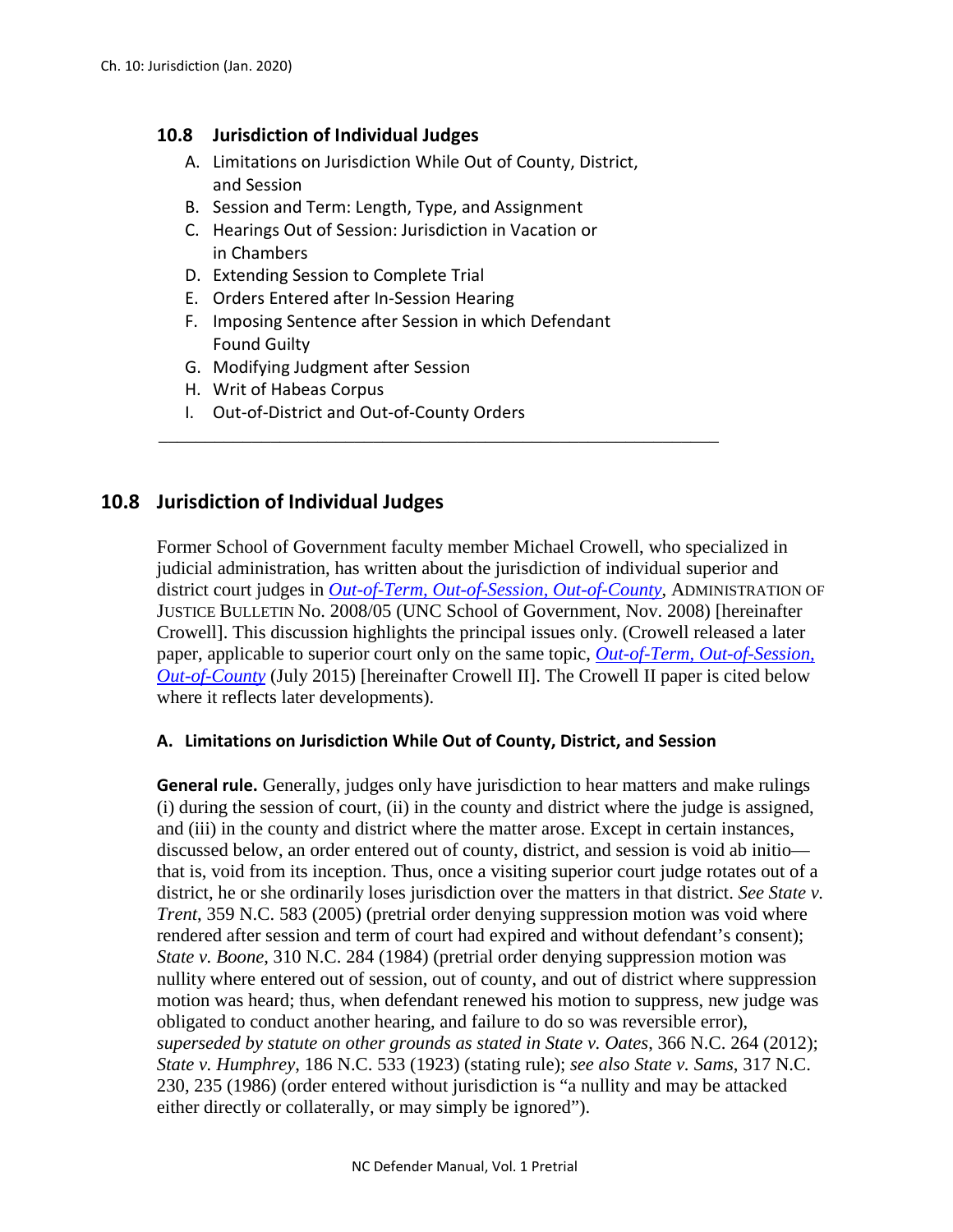## 10.8 Jurisdiction of Individual Judges

A. Limitations on Jurisdiction While Out of County, District, and Session
B. Session and Term: Length, Type, and Assignment
C. Hearings Out of Session: Jurisdiction in Vacation or in Chambers
D. Extending Session to Complete Trial
E. Orders Entered after In-Session Hearing
F. Imposing Sentence after Session in which Defendant Found Guilty
G. Modifying Judgment after Session
H. Writ of Habeas Corpus
I. Out-of-District and Out-of-County Orders

---

## 10.8 Jurisdiction of Individual Judges

Former School of Government faculty member Michael Crowell, who specialized in judicial administration, has written about the jurisdiction of individual superior and district court judges in *Out-of-Term, Out-of-Session, Out-of-County*, ADMINISTRATION OF JUSTICE BULLETIN No. 2008/05 (UNC School of Government, Nov. 2008) [hereinafter Crowell]. This discussion highlights the principal issues only. (Crowell released a later paper, applicable to superior court only on the same topic, *Out-of-Term, Out-of-Session, Out-of-County* (July 2015) [hereinafter Crowell II]. The Crowell II paper is cited below where it reflects later developments).

### A. Limitations on Jurisdiction While Out of County, District, and Session

**General rule.** Generally, judges only have jurisdiction to hear matters and make rulings (i) during the session of court, (ii) in the county and district where the judge is assigned, and (iii) in the county and district where the matter arose. Except in certain instances, discussed below, an order entered out of county, district, and session is void ab initio—that is, void from its inception. Thus, once a visiting superior court judge rotates out of a district, he or she ordinarily loses jurisdiction over the matters in that district. *See State v. Trent*, 359 N.C. 583 (2005) (pretrial order denying suppression motion was void where rendered after session and term of court had expired and without defendant's consent); *State v. Boone*, 310 N.C. 284 (1984) (pretrial order denying suppression motion was nullity where entered out of session, out of county, and out of district where suppression motion was heard; thus, when defendant renewed his motion to suppress, new judge was obligated to conduct another hearing, and failure to do so was reversible error), *superseded by statute on other grounds as stated in State v. Oates*, 366 N.C. 264 (2012); *State v. Humphrey*, 186 N.C. 533 (1923) (stating rule); *see also State v. Sams*, 317 N.C. 230, 235 (1986) (order entered without jurisdiction is "a nullity and may be attacked either directly or collaterally, or may simply be ignored").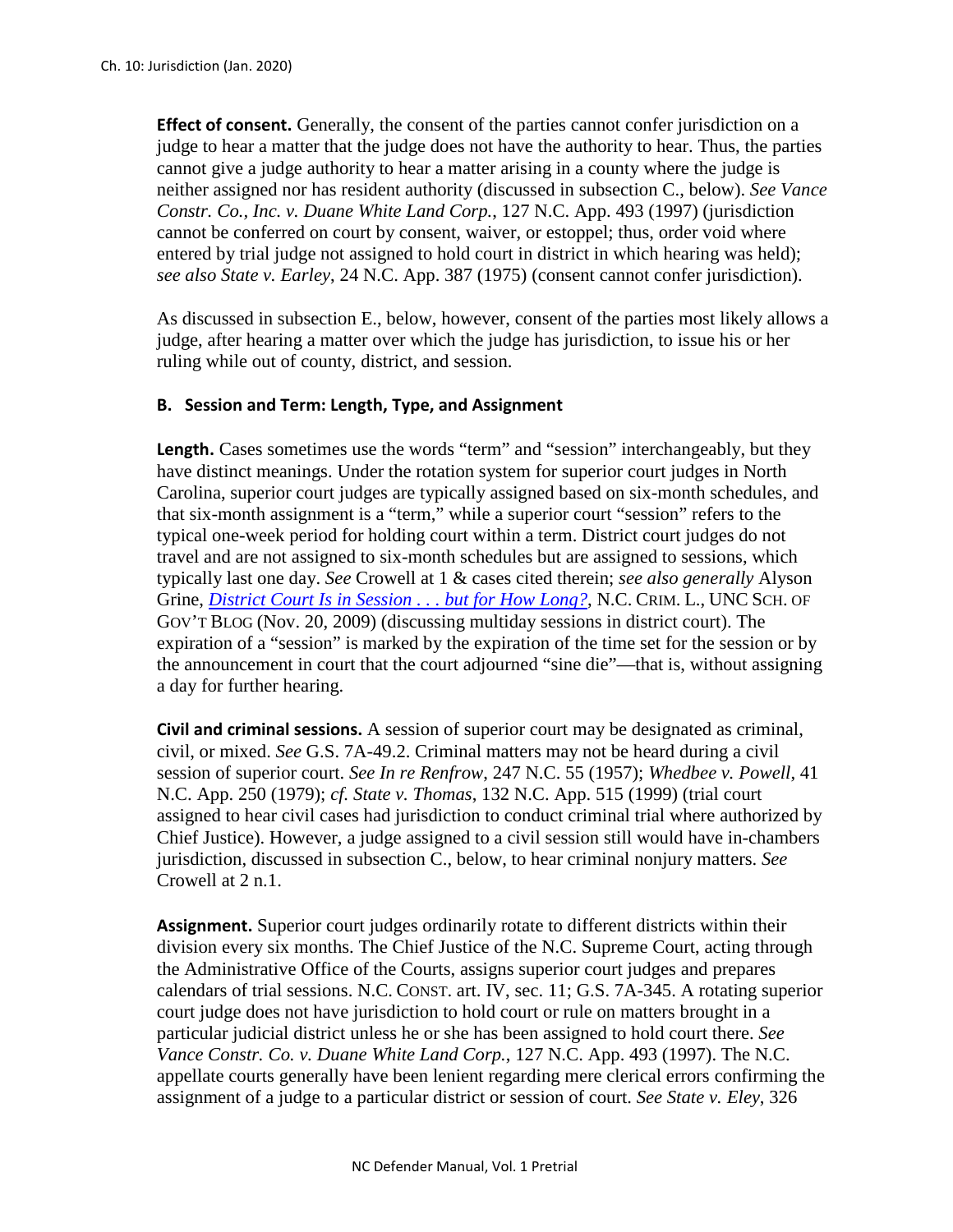**Effect of consent.** Generally, the consent of the parties cannot confer jurisdiction on a judge to hear a matter that the judge does not have the authority to hear. Thus, the parties cannot give a judge authority to hear a matter arising in a county where the judge is neither assigned nor has resident authority (discussed in subsection C., below). *See Vance Constr. Co., Inc. v. Duane White Land Corp.*, 127 N.C. App. 493 (1997) (jurisdiction cannot be conferred on court by consent, waiver, or estoppel; thus, order void where entered by trial judge not assigned to hold court in district in which hearing was held); *see also State v. Earley*, 24 N.C. App. 387 (1975) (consent cannot confer jurisdiction).

As discussed in subsection E., below, however, consent of the parties most likely allows a judge, after hearing a matter over which the judge has jurisdiction, to issue his or her ruling while out of county, district, and session.

### B. Session and Term: Length, Type, and Assignment

**Length.** Cases sometimes use the words "term" and "session" interchangeably, but they have distinct meanings. Under the rotation system for superior court judges in North Carolina, superior court judges are typically assigned based on six-month schedules, and that six-month assignment is a "term," while a superior court "session" refers to the typical one-week period for holding court within a term. District court judges do not travel and are not assigned to six-month schedules but are assigned to sessions, which typically last one day. *See* Crowell at 1 & cases cited therein; *see also generally* Alyson Grine, *District Court Is in Session . . . but for How Long?*, N.C. CRIM. L., UNC SCH. OF GOV'T BLOG (Nov. 20, 2009) (discussing multiday sessions in district court). The expiration of a "session" is marked by the expiration of the time set for the session or by the announcement in court that the court adjourned "sine die"—that is, without assigning a day for further hearing.

**Civil and criminal sessions.** A session of superior court may be designated as criminal, civil, or mixed. *See* G.S. 7A-49.2. Criminal matters may not be heard during a civil session of superior court. *See In re Renfrow*, 247 N.C. 55 (1957); *Whedbee v. Powell*, 41 N.C. App. 250 (1979); *cf. State v. Thomas*, 132 N.C. App. 515 (1999) (trial court assigned to hear civil cases had jurisdiction to conduct criminal trial where authorized by Chief Justice). However, a judge assigned to a civil session still would have in-chambers jurisdiction, discussed in subsection C., below, to hear criminal nonjury matters. *See* Crowell at 2 n.1.

**Assignment.** Superior court judges ordinarily rotate to different districts within their division every six months. The Chief Justice of the N.C. Supreme Court, acting through the Administrative Office of the Courts, assigns superior court judges and prepares calendars of trial sessions. N.C. CONST. art. IV, sec. 11; G.S. 7A-345. A rotating superior court judge does not have jurisdiction to hold court or rule on matters brought in a particular judicial district unless he or she has been assigned to hold court there. *See Vance Constr. Co. v. Duane White Land Corp.*, 127 N.C. App. 493 (1997). The N.C. appellate courts generally have been lenient regarding mere clerical errors confirming the assignment of a judge to a particular district or session of court. *See State v. Eley*, 326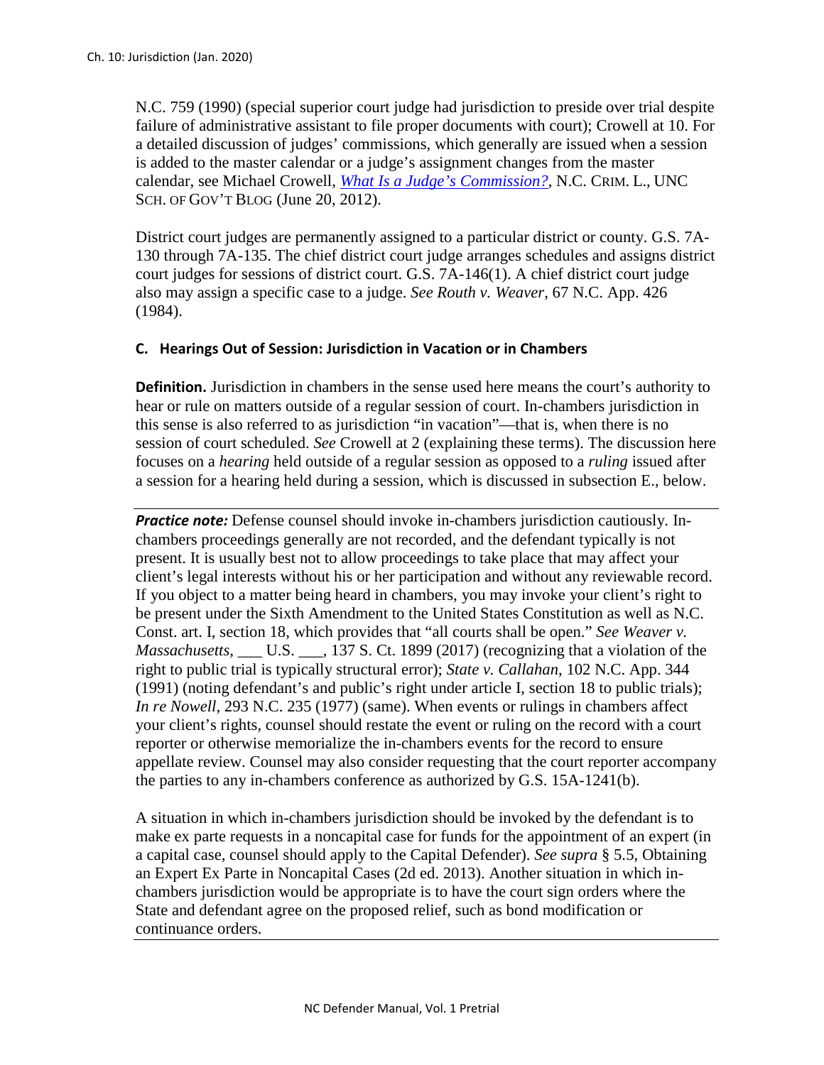N.C. 759 (1990) (special superior court judge had jurisdiction to preside over trial despite failure of administrative assistant to file proper documents with court); Crowell at 10. For a detailed discussion of judges' commissions, which generally are issued when a session is added to the master calendar or a judge's assignment changes from the master calendar, see Michael Crowell, *What Is a Judge's Commission?*, N.C. CRIM. L., UNC SCH. OF GOV'T BLOG (June 20, 2012).

District court judges are permanently assigned to a particular district or county. G.S. 7A-130 through 7A-135. The chief district court judge arranges schedules and assigns district court judges for sessions of district court. G.S. 7A-146(1). A chief district court judge also may assign a specific case to a judge. *See Routh v. Weaver*, 67 N.C. App. 426 (1984).

### C. Hearings Out of Session: Jurisdiction in Vacation or in Chambers

**Definition.** Jurisdiction in chambers in the sense used here means the court's authority to hear or rule on matters outside of a regular session of court. In-chambers jurisdiction in this sense is also referred to as jurisdiction "in vacation"—that is, when there is no session of court scheduled. *See* Crowell at 2 (explaining these terms). The discussion here focuses on a *hearing* held outside of a regular session as opposed to a *ruling* issued after a session for a hearing held during a session, which is discussed in subsection E., below.

---

***Practice note:*** Defense counsel should invoke in-chambers jurisdiction cautiously. In-chambers proceedings generally are not recorded, and the defendant typically is not present. It is usually best not to allow proceedings to take place that may affect your client's legal interests without his or her participation and without any reviewable record. If you object to a matter being heard in chambers, you may invoke your client's right to be present under the Sixth Amendment to the United States Constitution as well as N.C. Const. art. I, section 18, which provides that "all courts shall be open." *See Weaver v. Massachusetts*, ___ U.S. ___, 137 S. Ct. 1899 (2017) (recognizing that a violation of the right to public trial is typically structural error); *State v. Callahan*, 102 N.C. App. 344 (1991) (noting defendant's and public's right under article I, section 18 to public trials); *In re Nowell*, 293 N.C. 235 (1977) (same). When events or rulings in chambers affect your client's rights, counsel should restate the event or ruling on the record with a court reporter or otherwise memorialize the in-chambers events for the record to ensure appellate review. Counsel may also consider requesting that the court reporter accompany the parties to any in-chambers conference as authorized by G.S. 15A-1241(b).

A situation in which in-chambers jurisdiction should be invoked by the defendant is to make ex parte requests in a noncapital case for funds for the appointment of an expert (in a capital case, counsel should apply to the Capital Defender). *See supra* § 5.5, Obtaining an Expert Ex Parte in Noncapital Cases (2d ed. 2013). Another situation in which in-chambers jurisdiction would be appropriate is to have the court sign orders where the State and defendant agree on the proposed relief, such as bond modification or continuance orders.

---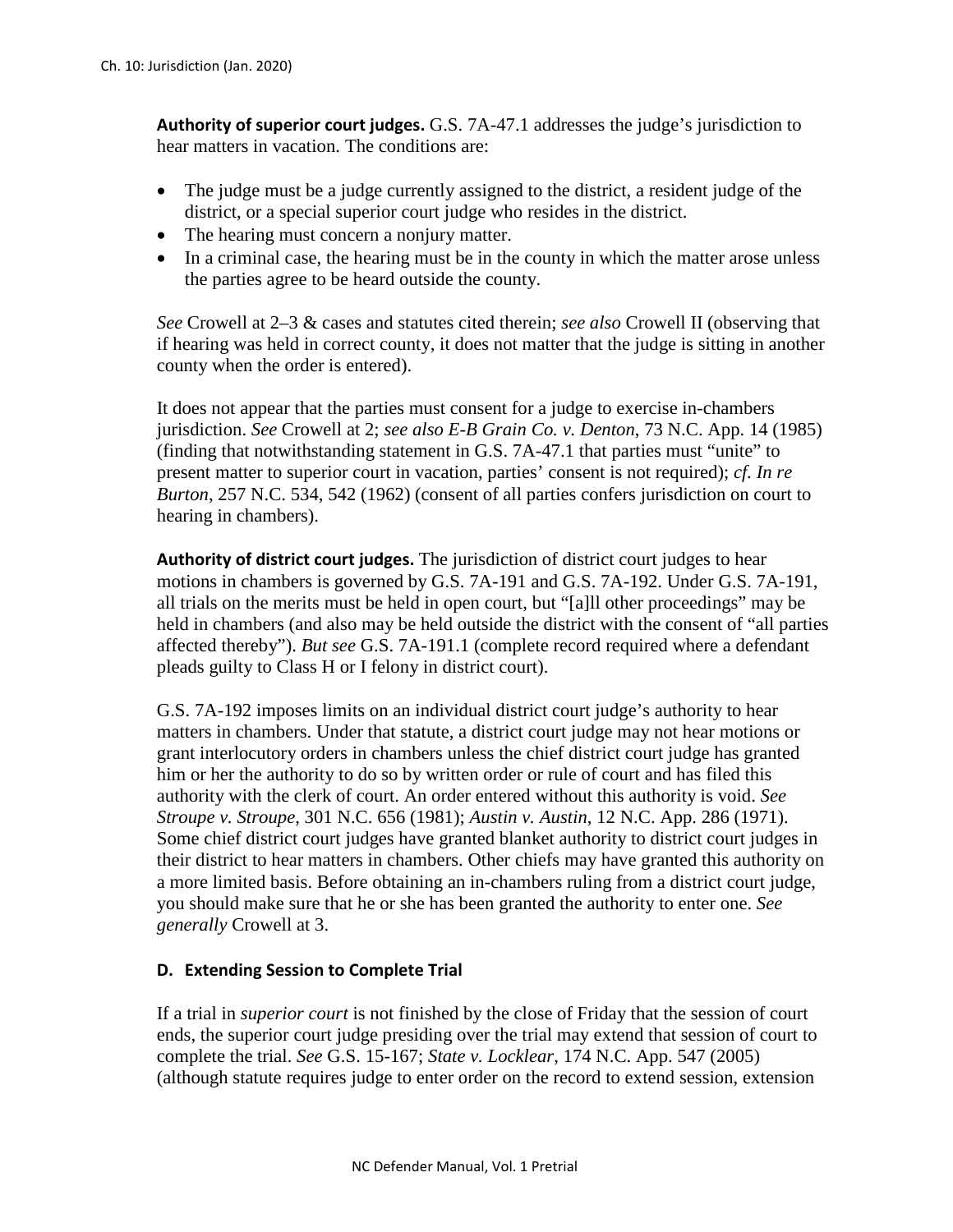**Authority of superior court judges.** G.S. 7A-47.1 addresses the judge's jurisdiction to hear matters in vacation. The conditions are:

- The judge must be a judge currently assigned to the district, a resident judge of the district, or a special superior court judge who resides in the district.
- The hearing must concern a nonjury matter.
- In a criminal case, the hearing must be in the county in which the matter arose unless the parties agree to be heard outside the county.

*See* Crowell at 2–3 & cases and statutes cited therein; *see also* Crowell II (observing that if hearing was held in correct county, it does not matter that the judge is sitting in another county when the order is entered).

It does not appear that the parties must consent for a judge to exercise in-chambers jurisdiction. *See* Crowell at 2; *see also E-B Grain Co. v. Denton*, 73 N.C. App. 14 (1985) (finding that notwithstanding statement in G.S. 7A-47.1 that parties must "unite" to present matter to superior court in vacation, parties' consent is not required); *cf. In re Burton*, 257 N.C. 534, 542 (1962) (consent of all parties confers jurisdiction on court to hearing in chambers).

**Authority of district court judges.** The jurisdiction of district court judges to hear motions in chambers is governed by G.S. 7A-191 and G.S. 7A-192. Under G.S. 7A-191, all trials on the merits must be held in open court, but "[a]ll other proceedings" may be held in chambers (and also may be held outside the district with the consent of "all parties affected thereby"). *But see* G.S. 7A-191.1 (complete record required where a defendant pleads guilty to Class H or I felony in district court).

G.S. 7A-192 imposes limits on an individual district court judge's authority to hear matters in chambers. Under that statute, a district court judge may not hear motions or grant interlocutory orders in chambers unless the chief district court judge has granted him or her the authority to do so by written order or rule of court and has filed this authority with the clerk of court. An order entered without this authority is void. *See Stroupe v. Stroupe*, 301 N.C. 656 (1981); *Austin v. Austin*, 12 N.C. App. 286 (1971). Some chief district court judges have granted blanket authority to district court judges in their district to hear matters in chambers. Other chiefs may have granted this authority on a more limited basis. Before obtaining an in-chambers ruling from a district court judge, you should make sure that he or she has been granted the authority to enter one. *See generally* Crowell at 3.

### D. Extending Session to Complete Trial

If a trial in *superior court* is not finished by the close of Friday that the session of court ends, the superior court judge presiding over the trial may extend that session of court to complete the trial. *See* G.S. 15-167; *State v. Locklear*, 174 N.C. App. 547 (2005) (although statute requires judge to enter order on the record to extend session, extension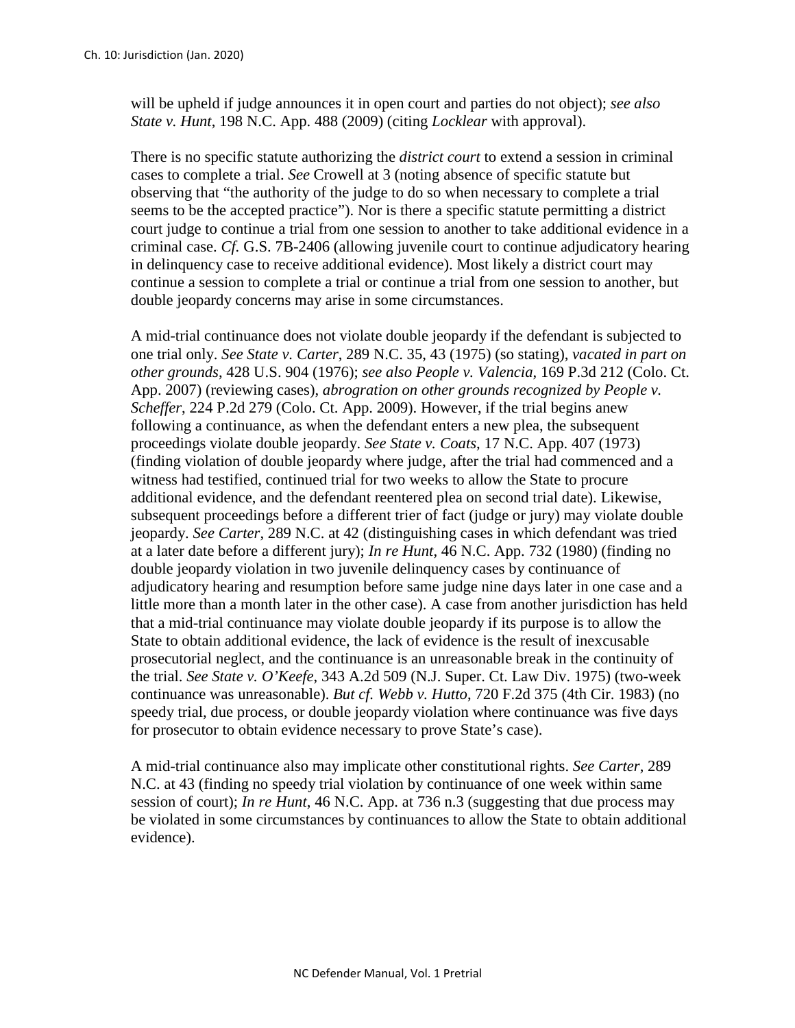will be upheld if judge announces it in open court and parties do not object); *see also State v. Hunt*, 198 N.C. App. 488 (2009) (citing *Locklear* with approval).

There is no specific statute authorizing the *district court* to extend a session in criminal cases to complete a trial. *See* Crowell at 3 (noting absence of specific statute but observing that "the authority of the judge to do so when necessary to complete a trial seems to be the accepted practice"). Nor is there a specific statute permitting a district court judge to continue a trial from one session to another to take additional evidence in a criminal case. *Cf.* G.S. 7B-2406 (allowing juvenile court to continue adjudicatory hearing in delinquency case to receive additional evidence). Most likely a district court may continue a session to complete a trial or continue a trial from one session to another, but double jeopardy concerns may arise in some circumstances.

A mid-trial continuance does not violate double jeopardy if the defendant is subjected to one trial only. *See State v. Carter*, 289 N.C. 35, 43 (1975) (so stating), *vacated in part on other grounds*, 428 U.S. 904 (1976); *see also People v. Valencia*, 169 P.3d 212 (Colo. Ct. App. 2007) (reviewing cases), *abrogration on other grounds recognized by People v. Scheffer*, 224 P.2d 279 (Colo. Ct. App. 2009). However, if the trial begins anew following a continuance, as when the defendant enters a new plea, the subsequent proceedings violate double jeopardy. *See State v. Coats*, 17 N.C. App. 407 (1973) (finding violation of double jeopardy where judge, after the trial had commenced and a witness had testified, continued trial for two weeks to allow the State to procure additional evidence, and the defendant reentered plea on second trial date). Likewise, subsequent proceedings before a different trier of fact (judge or jury) may violate double jeopardy. *See Carter*, 289 N.C. at 42 (distinguishing cases in which defendant was tried at a later date before a different jury); *In re Hunt*, 46 N.C. App. 732 (1980) (finding no double jeopardy violation in two juvenile delinquency cases by continuance of adjudicatory hearing and resumption before same judge nine days later in one case and a little more than a month later in the other case). A case from another jurisdiction has held that a mid-trial continuance may violate double jeopardy if its purpose is to allow the State to obtain additional evidence, the lack of evidence is the result of inexcusable prosecutorial neglect, and the continuance is an unreasonable break in the continuity of the trial. *See State v. O'Keefe*, 343 A.2d 509 (N.J. Super. Ct. Law Div. 1975) (two-week continuance was unreasonable). *But cf. Webb v. Hutto*, 720 F.2d 375 (4th Cir. 1983) (no speedy trial, due process, or double jeopardy violation where continuance was five days for prosecutor to obtain evidence necessary to prove State's case).

A mid-trial continuance also may implicate other constitutional rights. *See Carter*, 289 N.C. at 43 (finding no speedy trial violation by continuance of one week within same session of court); *In re Hunt*, 46 N.C. App. at 736 n.3 (suggesting that due process may be violated in some circumstances by continuances to allow the State to obtain additional evidence).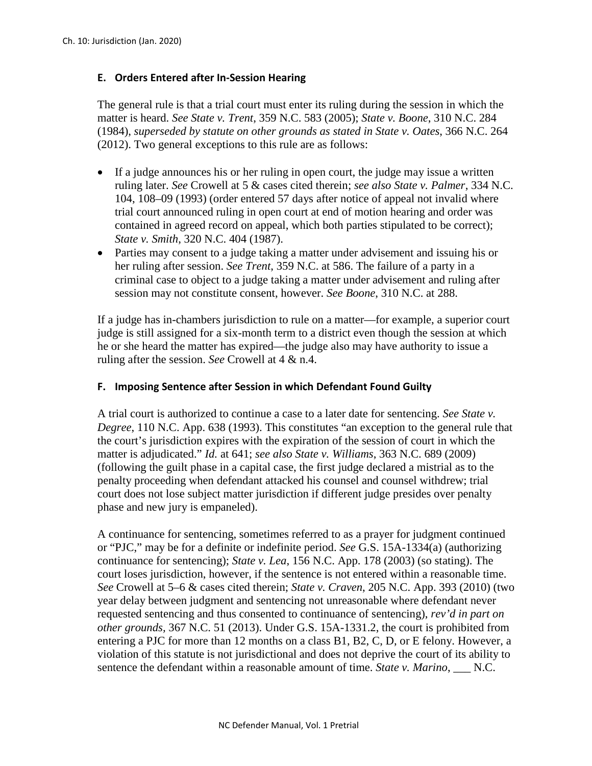### E. Orders Entered after In-Session Hearing

The general rule is that a trial court must enter its ruling during the session in which the matter is heard. *See State v. Trent*, 359 N.C. 583 (2005); *State v. Boone*, 310 N.C. 284 (1984), *superseded by statute on other grounds as stated in State v. Oates*, 366 N.C. 264 (2012). Two general exceptions to this rule are as follows:

- If a judge announces his or her ruling in open court, the judge may issue a written ruling later. *See* Crowell at 5 & cases cited therein; *see also State v. Palmer*, 334 N.C. 104, 108–09 (1993) (order entered 57 days after notice of appeal not invalid where trial court announced ruling in open court at end of motion hearing and order was contained in agreed record on appeal, which both parties stipulated to be correct); *State v. Smith*, 320 N.C. 404 (1987).
- Parties may consent to a judge taking a matter under advisement and issuing his or her ruling after session. *See Trent*, 359 N.C. at 586. The failure of a party in a criminal case to object to a judge taking a matter under advisement and ruling after session may not constitute consent, however. *See Boone*, 310 N.C. at 288.

If a judge has in-chambers jurisdiction to rule on a matter—for example, a superior court judge is still assigned for a six-month term to a district even though the session at which he or she heard the matter has expired—the judge also may have authority to issue a ruling after the session. *See* Crowell at 4 & n.4.

### F. Imposing Sentence after Session in which Defendant Found Guilty

A trial court is authorized to continue a case to a later date for sentencing. *See State v. Degree*, 110 N.C. App. 638 (1993). This constitutes "an exception to the general rule that the court's jurisdiction expires with the expiration of the session of court in which the matter is adjudicated." *Id.* at 641; *see also State v. Williams*, 363 N.C. 689 (2009) (following the guilt phase in a capital case, the first judge declared a mistrial as to the penalty proceeding when defendant attacked his counsel and counsel withdrew; trial court does not lose subject matter jurisdiction if different judge presides over penalty phase and new jury is empaneled).

A continuance for sentencing, sometimes referred to as a prayer for judgment continued or "PJC," may be for a definite or indefinite period. *See* G.S. 15A-1334(a) (authorizing continuance for sentencing); *State v. Lea*, 156 N.C. App. 178 (2003) (so stating). The court loses jurisdiction, however, if the sentence is not entered within a reasonable time. *See* Crowell at 5–6 & cases cited therein; *State v. Craven*, 205 N.C. App. 393 (2010) (two year delay between judgment and sentencing not unreasonable where defendant never requested sentencing and thus consented to continuance of sentencing), *rev'd in part on other grounds*, 367 N.C. 51 (2013). Under G.S. 15A-1331.2, the court is prohibited from entering a PJC for more than 12 months on a class B1, B2, C, D, or E felony. However, a violation of this statute is not jurisdictional and does not deprive the court of its ability to sentence the defendant within a reasonable amount of time. *State v. Marino*, ___ N.C.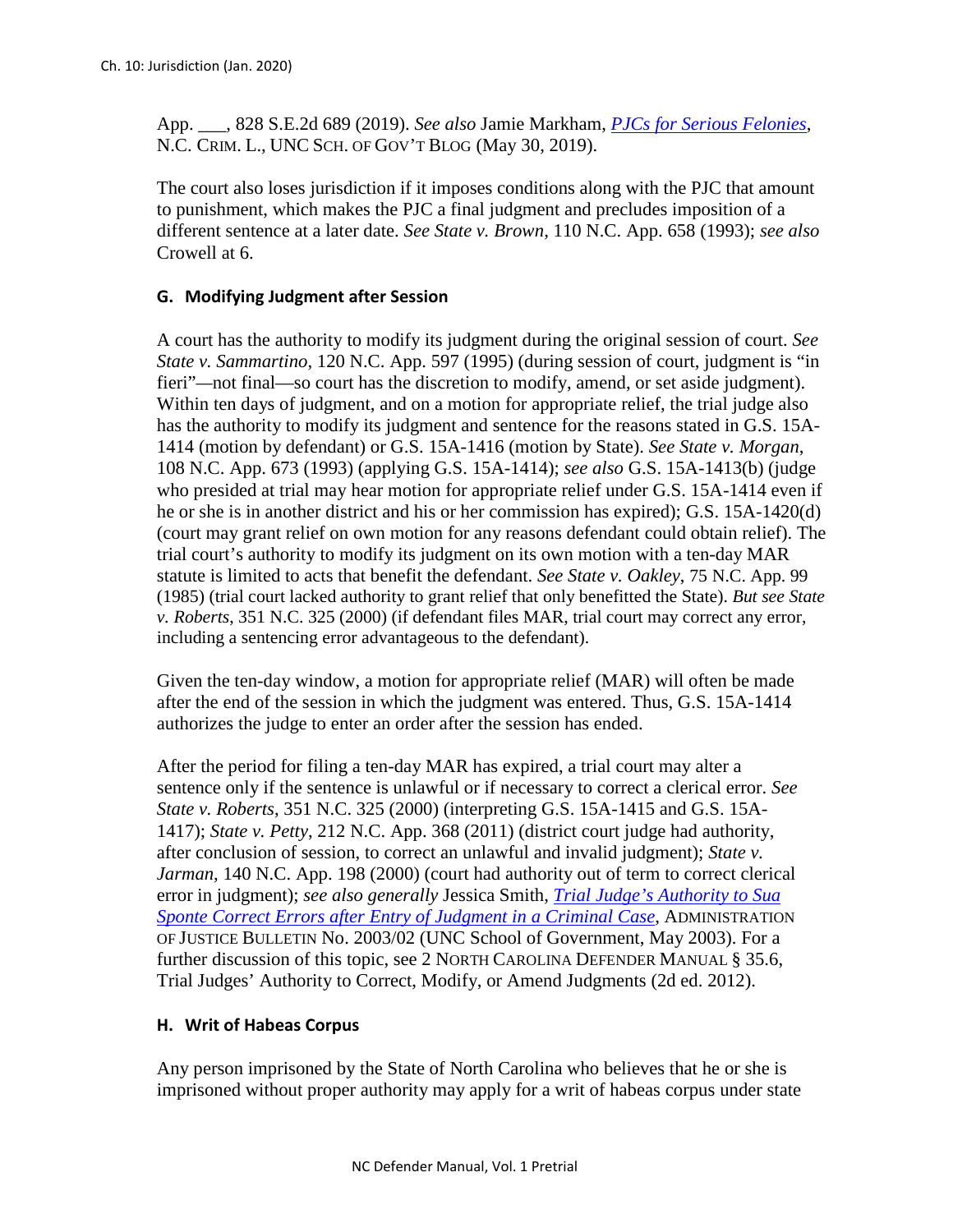App. ___, 828 S.E.2d 689 (2019). *See also* Jamie Markham, [*PJCs for Serious Felonies*](), N.C. CRIM. L., UNC SCH. OF GOV'T BLOG (May 30, 2019).

The court also loses jurisdiction if it imposes conditions along with the PJC that amount to punishment, which makes the PJC a final judgment and precludes imposition of a different sentence at a later date. *See State v. Brown*, 110 N.C. App. 658 (1993); *see also* Crowell at 6.

### G. Modifying Judgment after Session

A court has the authority to modify its judgment during the original session of court. *See State v. Sammartino*, 120 N.C. App. 597 (1995) (during session of court, judgment is "in fieri"—not final—so court has the discretion to modify, amend, or set aside judgment). Within ten days of judgment, and on a motion for appropriate relief, the trial judge also has the authority to modify its judgment and sentence for the reasons stated in G.S. 15A-1414 (motion by defendant) or G.S. 15A-1416 (motion by State). *See State v. Morgan*, 108 N.C. App. 673 (1993) (applying G.S. 15A-1414); *see also* G.S. 15A-1413(b) (judge who presided at trial may hear motion for appropriate relief under G.S. 15A-1414 even if he or she is in another district and his or her commission has expired); G.S. 15A-1420(d) (court may grant relief on own motion for any reasons defendant could obtain relief). The trial court's authority to modify its judgment on its own motion with a ten-day MAR statute is limited to acts that benefit the defendant. *See State v. Oakley*, 75 N.C. App. 99 (1985) (trial court lacked authority to grant relief that only benefitted the State). *But see State v. Roberts*, 351 N.C. 325 (2000) (if defendant files MAR, trial court may correct any error, including a sentencing error advantageous to the defendant).

Given the ten-day window, a motion for appropriate relief (MAR) will often be made after the end of the session in which the judgment was entered. Thus, G.S. 15A-1414 authorizes the judge to enter an order after the session has ended.

After the period for filing a ten-day MAR has expired, a trial court may alter a sentence only if the sentence is unlawful or if necessary to correct a clerical error. *See State v. Roberts*, 351 N.C. 325 (2000) (interpreting G.S. 15A-1415 and G.S. 15A-1417); *State v. Petty*, 212 N.C. App. 368 (2011) (district court judge had authority, after conclusion of session, to correct an unlawful and invalid judgment); *State v. Jarman*, 140 N.C. App. 198 (2000) (court had authority out of term to correct clerical error in judgment); *see also generally* Jessica Smith, [*Trial Judge's Authority to Sua Sponte Correct Errors after Entry of Judgment in a Criminal Case*](), ADMINISTRATION OF JUSTICE BULLETIN No. 2003/02 (UNC School of Government, May 2003). For a further discussion of this topic, see 2 NORTH CAROLINA DEFENDER MANUAL § 35.6, Trial Judges' Authority to Correct, Modify, or Amend Judgments (2d ed. 2012).

### H. Writ of Habeas Corpus

Any person imprisoned by the State of North Carolina who believes that he or she is imprisoned without proper authority may apply for a writ of habeas corpus under state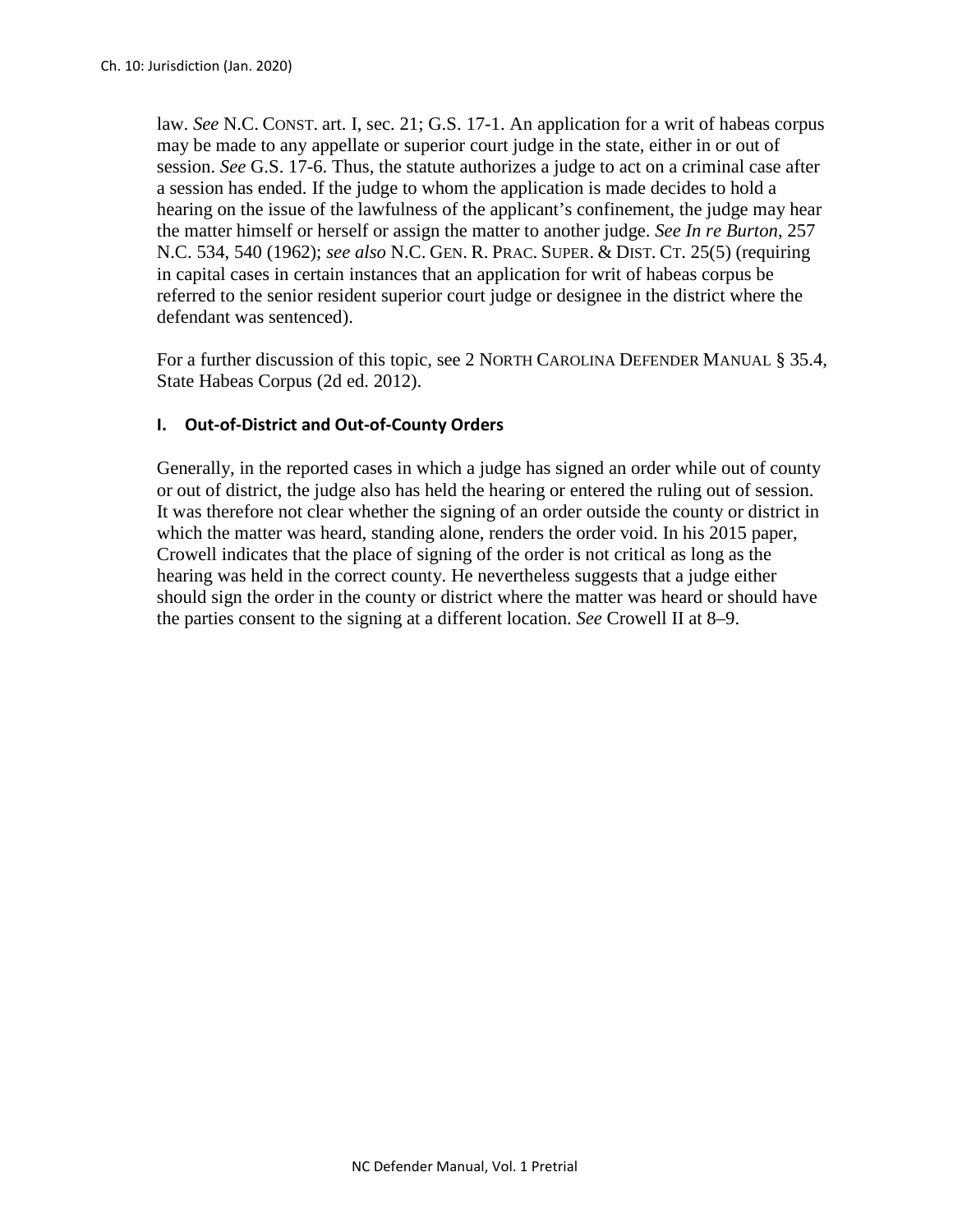law. *See* N.C. CONST. art. I, sec. 21; G.S. 17-1. An application for a writ of habeas corpus may be made to any appellate or superior court judge in the state, either in or out of session. *See* G.S. 17-6. Thus, the statute authorizes a judge to act on a criminal case after a session has ended. If the judge to whom the application is made decides to hold a hearing on the issue of the lawfulness of the applicant's confinement, the judge may hear the matter himself or herself or assign the matter to another judge. *See In re Burton*, 257 N.C. 534, 540 (1962); *see also* N.C. GEN. R. PRAC. SUPER. & DIST. CT. 25(5) (requiring in capital cases in certain instances that an application for writ of habeas corpus be referred to the senior resident superior court judge or designee in the district where the defendant was sentenced).

For a further discussion of this topic, see 2 NORTH CAROLINA DEFENDER MANUAL § 35.4, State Habeas Corpus (2d ed. 2012).

### I. Out-of-District and Out-of-County Orders

Generally, in the reported cases in which a judge has signed an order while out of county or out of district, the judge also has held the hearing or entered the ruling out of session. It was therefore not clear whether the signing of an order outside the county or district in which the matter was heard, standing alone, renders the order void. In his 2015 paper, Crowell indicates that the place of signing of the order is not critical as long as the hearing was held in the correct county. He nevertheless suggests that a judge either should sign the order in the county or district where the matter was heard or should have the parties consent to the signing at a different location. *See* Crowell II at 8–9.